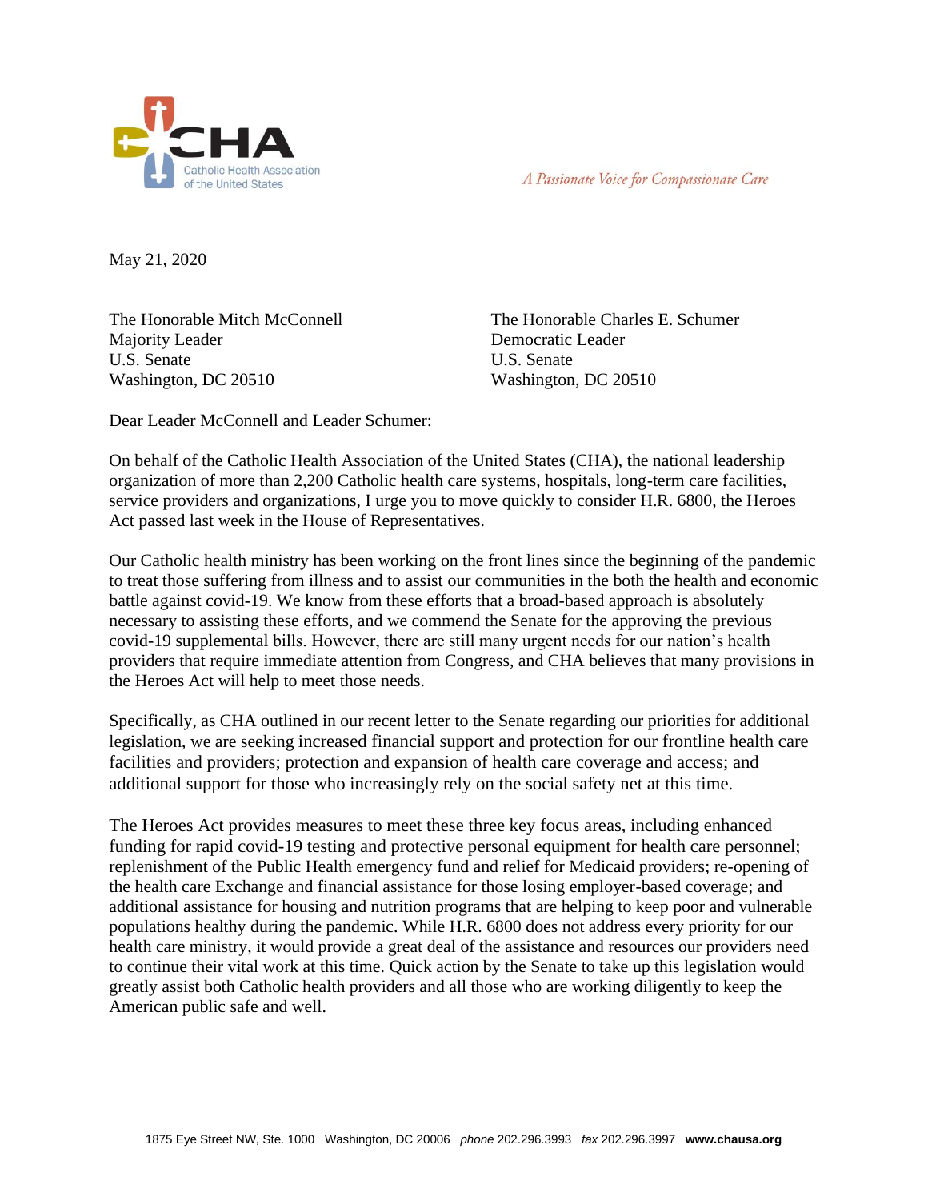CHA
Catholic Health Association of the United States

*A Passionate Voice for Compassionate Care*

May 21, 2020

The Honorable Mitch McConnell
Majority Leader
U.S. Senate
Washington, DC 20510

The Honorable Charles E. Schumer
Democratic Leader
U.S. Senate
Washington, DC 20510

Dear Leader McConnell and Leader Schumer:

On behalf of the Catholic Health Association of the United States (CHA), the national leadership organization of more than 2,200 Catholic health care systems, hospitals, long-term care facilities, service providers and organizations, I urge you to move quickly to consider H.R. 6800, the Heroes Act passed last week in the House of Representatives.

Our Catholic health ministry has been working on the front lines since the beginning of the pandemic to treat those suffering from illness and to assist our communities in the both the health and economic battle against covid-19. We know from these efforts that a broad-based approach is absolutely necessary to assisting these efforts, and we commend the Senate for the approving the previous covid-19 supplemental bills. However, there are still many urgent needs for our nation's health providers that require immediate attention from Congress, and CHA believes that many provisions in the Heroes Act will help to meet those needs.

Specifically, as CHA outlined in our recent letter to the Senate regarding our priorities for additional legislation, we are seeking increased financial support and protection for our frontline health care facilities and providers; protection and expansion of health care coverage and access; and additional support for those who increasingly rely on the social safety net at this time.

The Heroes Act provides measures to meet these three key focus areas, including enhanced funding for rapid covid-19 testing and protective personal equipment for health care personnel; replenishment of the Public Health emergency fund and relief for Medicaid providers; re-opening of the health care Exchange and financial assistance for those losing employer-based coverage; and additional assistance for housing and nutrition programs that are helping to keep poor and vulnerable populations healthy during the pandemic. While H.R. 6800 does not address every priority for our health care ministry, it would provide a great deal of the assistance and resources our providers need to continue their vital work at this time. Quick action by the Senate to take up this legislation would greatly assist both Catholic health providers and all those who are working diligently to keep the American public safe and well.

1875 Eye Street NW, Ste. 1000 Washington, DC 20006 *phone* 202.296.3993 *fax* 202.296.3997 **www.chausa.org**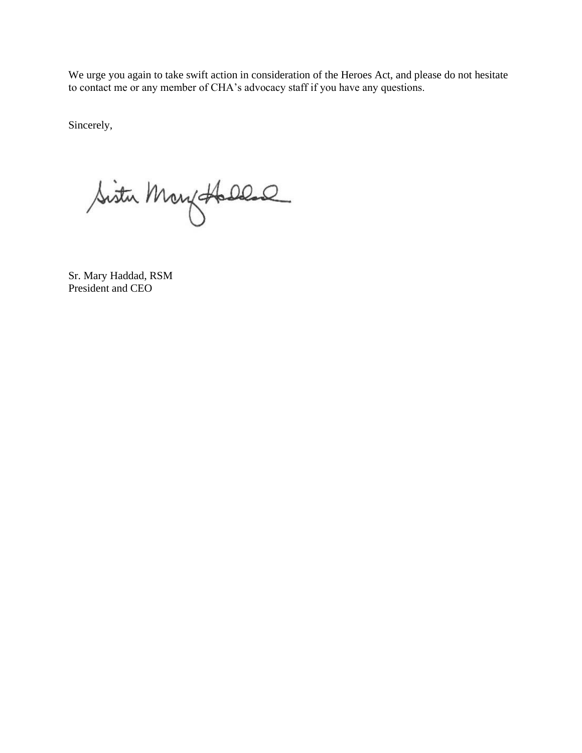We urge you again to take swift action in consideration of the Heroes Act, and please do not hesitate to contact me or any member of CHA's advocacy staff if you have any questions.

Sincerely,

Sister Mary Haddad

Sr. Mary Haddad, RSM
President and CEO